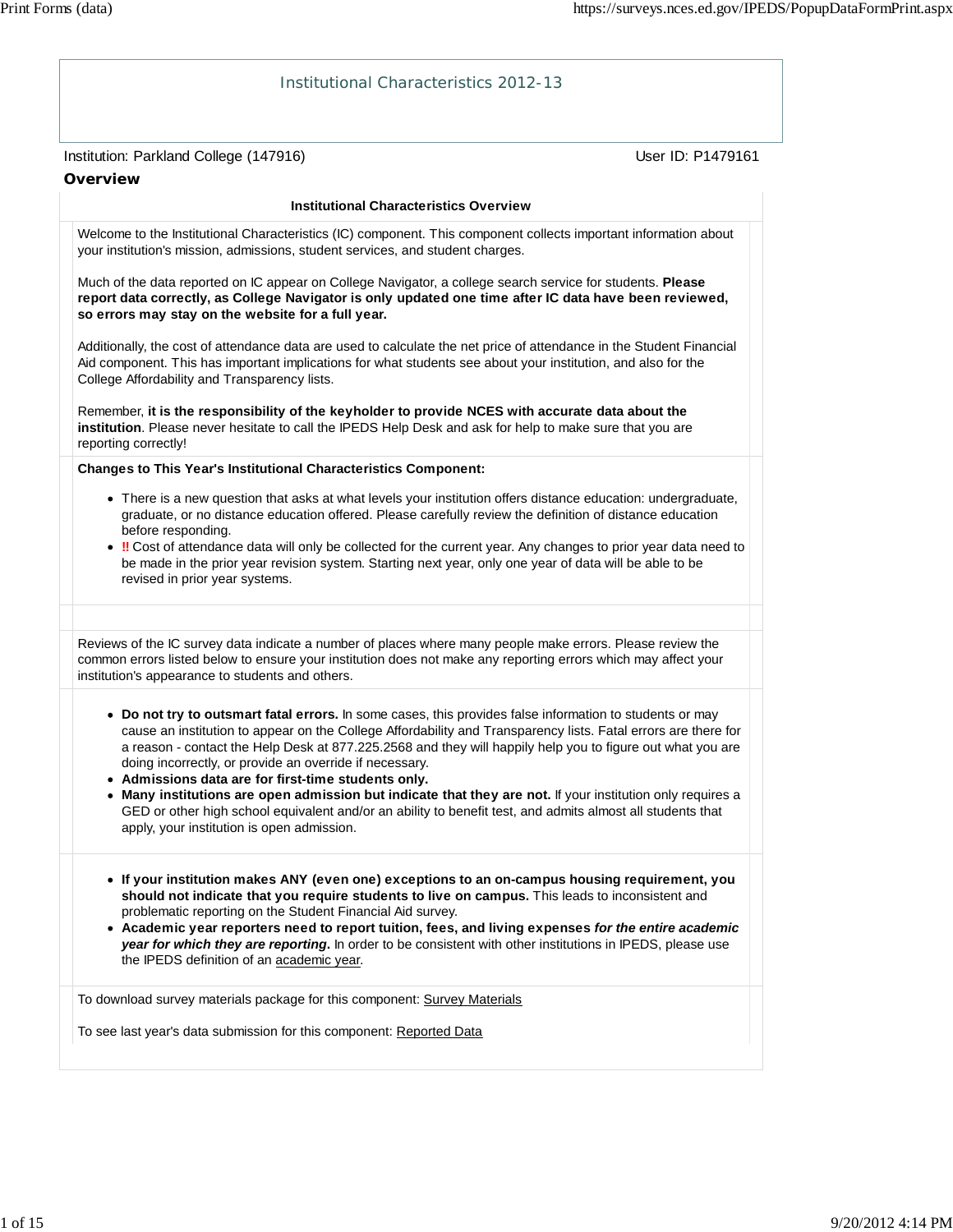# Institutional Characteristics 2012-13

Institution: Parkland College (147916)

User ID: P1479161

## Overview

**Institutional Characteristics Overview**

Welcome to the Institutional Characteristics (IC) component. This component collects important information about your institution's mission, admissions, student services, and student charges.

Much of the data reported on IC appear on College Navigator, a college search service for students. **Please report data correctly, as College Navigator is only updated one time after IC data have been reviewed, so errors may stay on the website for a full year.**

Additionally, the cost of attendance data are used to calculate the net price of attendance in the Student Financial Aid component. This has important implications for what students see about your institution, and also for the College Affordability and Transparency lists.

Remember, **it is the responsibility of the keyholder to provide NCES with accurate data about the institution**. Please never hesitate to call the IPEDS Help Desk and ask for help to make sure that you are reporting correctly!

**Changes to This Year's Institutional Characteristics Component:**

- There is a new question that asks at what levels your institution offers distance education: undergraduate, graduate, or no distance education offered. Please carefully review the definition of distance education before responding.
- **!!** Cost of attendance data will only be collected for the current year. Any changes to prior year data need to be made in the prior year revision system. Starting next year, only one year of data will be able to be revised in prior year systems.

Reviews of the IC survey data indicate a number of places where many people make errors. Please review the common errors listed below to ensure your institution does not make any reporting errors which may affect your institution's appearance to students and others.

- **Do not try to outsmart fatal errors.** In some cases, this provides false information to students or may cause an institution to appear on the College Affordability and Transparency lists. Fatal errors are there for a reason - contact the Help Desk at 877.225.2568 and they will happily help you to figure out what you are doing incorrectly, or provide an override if necessary.
- **Admissions data are for first-time students only.**
- **Many institutions are open admission but indicate that they are not.** If your institution only requires a GED or other high school equivalent and/or an ability to benefit test, and admits almost all students that apply, your institution is open admission.

- **If your institution makes ANY (even one) exceptions to an on-campus housing requirement, you should not indicate that you require students to live on campus.** This leads to inconsistent and problematic reporting on the Student Financial Aid survey.
- **Academic year reporters need to report tuition, fees, and living expenses *for the entire academic year for which they are reporting*.** In order to be consistent with other institutions in IPEDS, please use the IPEDS definition of an academic year.

To download survey materials package for this component: Survey Materials

To see last year's data submission for this component: Reported Data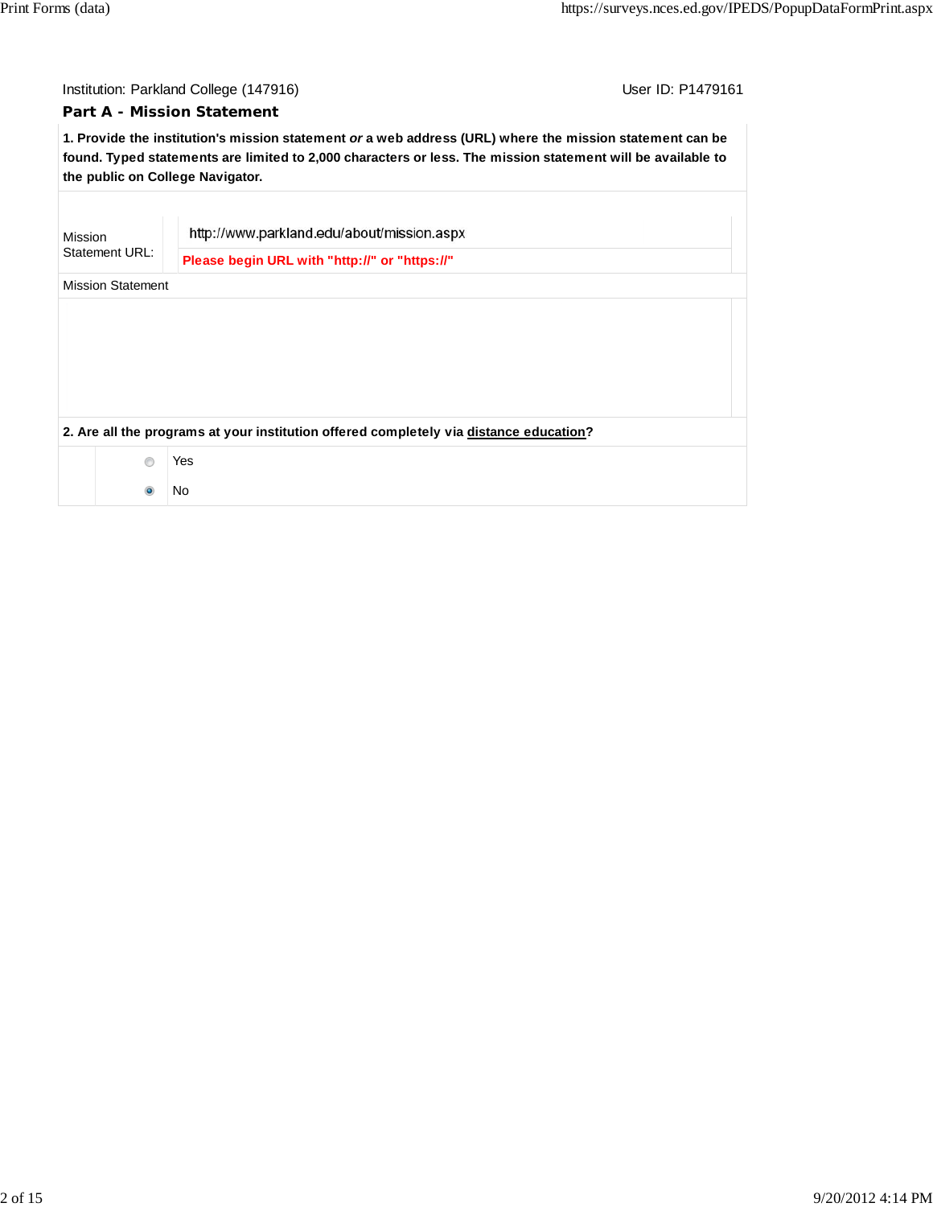Institution: Parkland College (147916)

User ID: P1479161

## Part A - Mission Statement

**1. Provide the institution's mission statement *or* a web address (URL) where the mission statement can be found. Typed statements are limited to 2,000 characters or less. The mission statement will be available to the public on College Navigator.**

| | |
|---|---|
| Mission Statement URL: | http://www.parkland.edu/about/mission.aspx |
| | **Please begin URL with "http://" or "https://"** |

Mission Statement

**2. Are all the programs at your institution offered completely via distance education?**

- ○ Yes
- ◉ No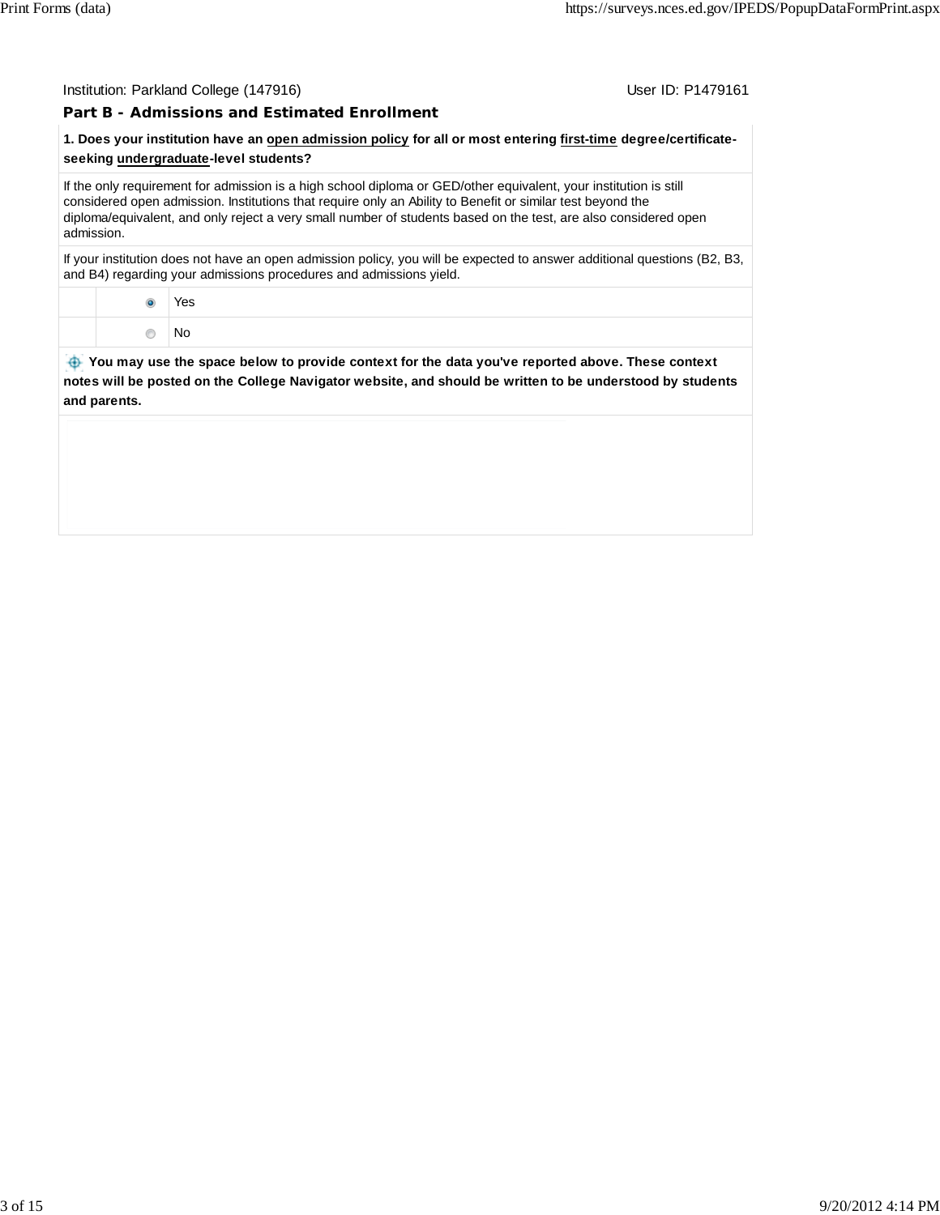Institution: Parkland College (147916) User ID: P1479161

## Part B - Admissions and Estimated Enrollment

**1. Does your institution have an open admission policy for all or most entering first-time degree/certificate-seeking undergraduate-level students?**

If the only requirement for admission is a high school diploma or GED/other equivalent, your institution is still considered open admission. Institutions that require only an Ability to Benefit or similar test beyond the diploma/equivalent, and only reject a very small number of students based on the test, are also considered open admission.

If your institution does not have an open admission policy, you will be expected to answer additional questions (B2, B3, and B4) regarding your admissions procedures and admissions yield.

| | | |
|---|---|---|
| | ◉ | Yes |
| | ○ | No |

**You may use the space below to provide context for the data you've reported above. These context notes will be posted on the College Navigator website, and should be written to be understood by students and parents.**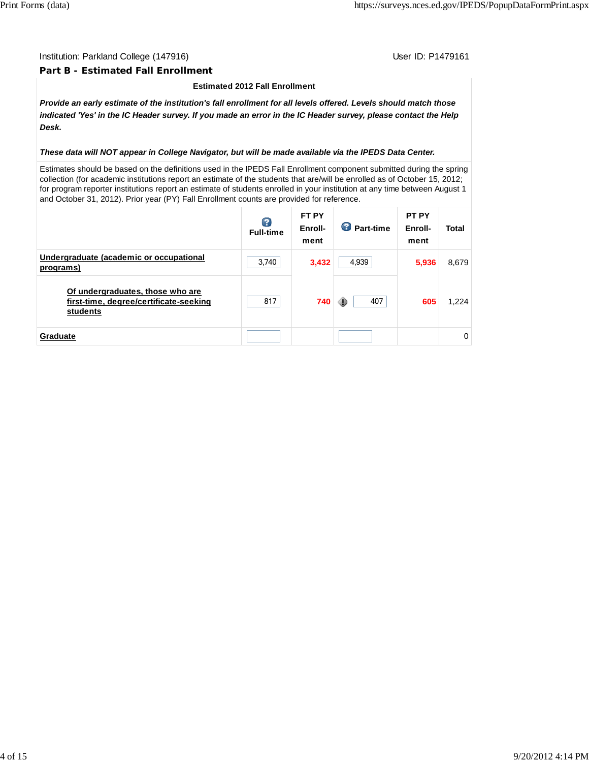Institution: Parkland College (147916) User ID: P1479161

## Part B - Estimated Fall Enrollment

**Estimated 2012 Fall Enrollment**

***Provide an early estimate of the institution's fall enrollment for all levels offered. Levels should match those indicated 'Yes' in the IC Header survey. If you made an error in the IC Header survey, please contact the Help Desk.***

***These data will NOT appear in College Navigator, but will be made available via the IPEDS Data Center.***

Estimates should be based on the definitions used in the IPEDS Fall Enrollment component submitted during the spring collection (for academic institutions report an estimate of the students that are/will be enrolled as of October 15, 2012; for program reporter institutions report an estimate of students enrolled in your institution at any time between August 1 and October 31, 2012). Prior year (PY) Fall Enrollment counts are provided for reference.

| | Full-time | FT PY Enrollment | Part-time | PT PY Enrollment | Total |
|---|---|---|---|---|---|
| **Undergraduate (academic or occupational programs)** | 3,740 | 3,432 | 4,939 | 5,936 | 8,679 |
| **Of undergraduates, those who are first-time, degree/certificate-seeking students** | 817 | 740 | 407 | 605 | 1,224 |
| **Graduate** | | | | | 0 |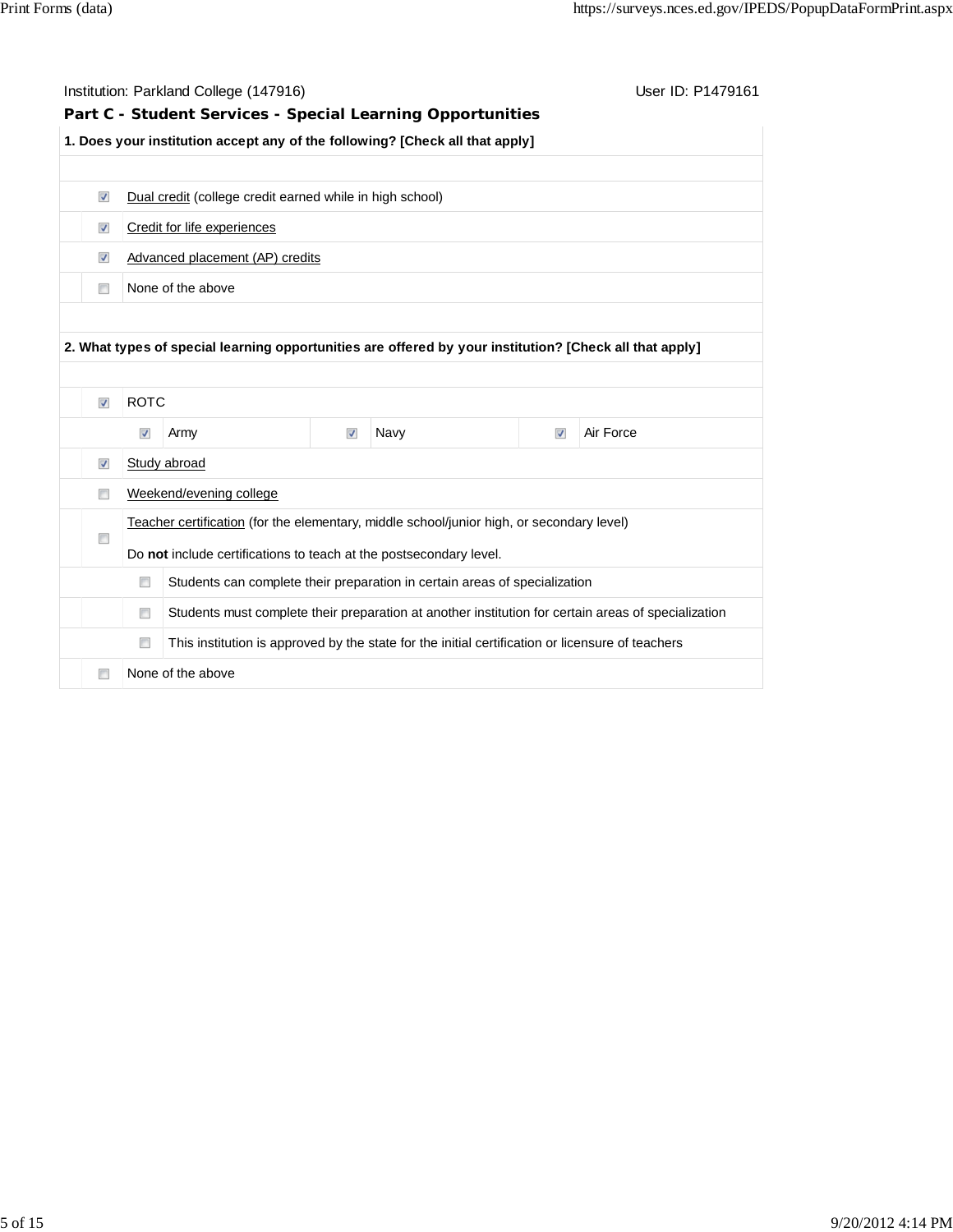Institution: Parkland College (147916) User ID: P1479161

## Part C - Student Services - Special Learning Opportunities

**1. Does your institution accept any of the following? [Check all that apply]**

- [x] Dual credit (college credit earned while in high school)
- [x] Credit for life experiences
- [x] Advanced placement (AP) credits
- [ ] None of the above

**2. What types of special learning opportunities are offered by your institution? [Check all that apply]**

- [x] ROTC
  - [x] Army
  - [x] Navy
  - [x] Air Force
- [x] Study abroad
- [ ] Weekend/evening college
- [ ] Teacher certification (for the elementary, middle school/junior high, or secondary level)

  Do **not** include certifications to teach at the postsecondary level.
  - [ ] Students can complete their preparation in certain areas of specialization
  - [ ] Students must complete their preparation at another institution for certain areas of specialization
  - [ ] This institution is approved by the state for the initial certification or licensure of teachers
- [ ] None of the above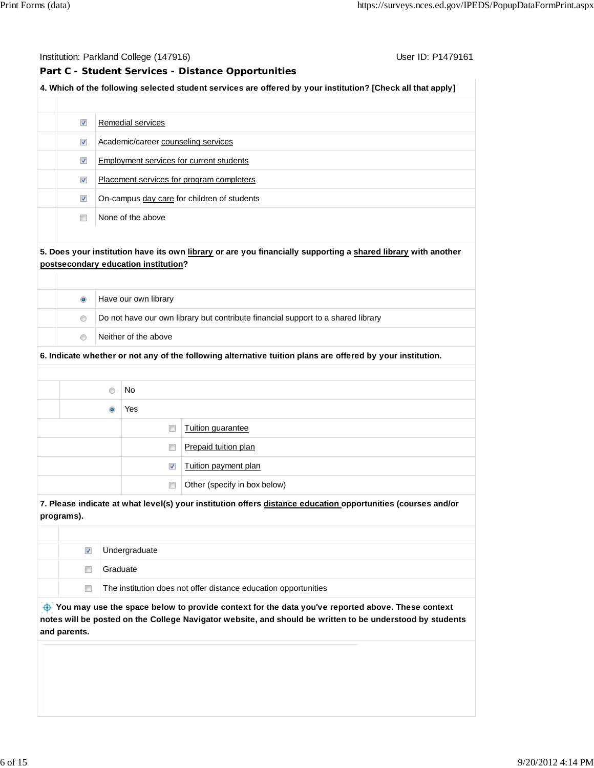Institution: Parkland College (147916)

User ID: P1479161

## Part C - Student Services - Distance Opportunities

**4. Which of the following selected student services are offered by your institution? [Check all that apply]**

- [x] Remedial services
- [x] Academic/career counseling services
- [x] Employment services for current students
- [x] Placement services for program completers
- [x] On-campus day care for children of students
- [ ] None of the above

**5. Does your institution have its own library or are you financially supporting a shared library with another postsecondary education institution?**

- (•) Have our own library
- ( ) Do not have our own library but contribute financial support to a shared library
- ( ) Neither of the above

**6. Indicate whether or not any of the following alternative tuition plans are offered by your institution.**

- ( ) No
- (•) Yes
  - [ ] Tuition guarantee
  - [ ] Prepaid tuition plan
  - [x] Tuition payment plan
  - [ ] Other (specify in box below)

**7. Please indicate at what level(s) your institution offers distance education opportunities (courses and/or programs).**

- [x] Undergraduate
- [ ] Graduate
- [ ] The institution does not offer distance education opportunities

**You may use the space below to provide context for the data you've reported above. These context notes will be posted on the College Navigator website, and should be written to be understood by students and parents.**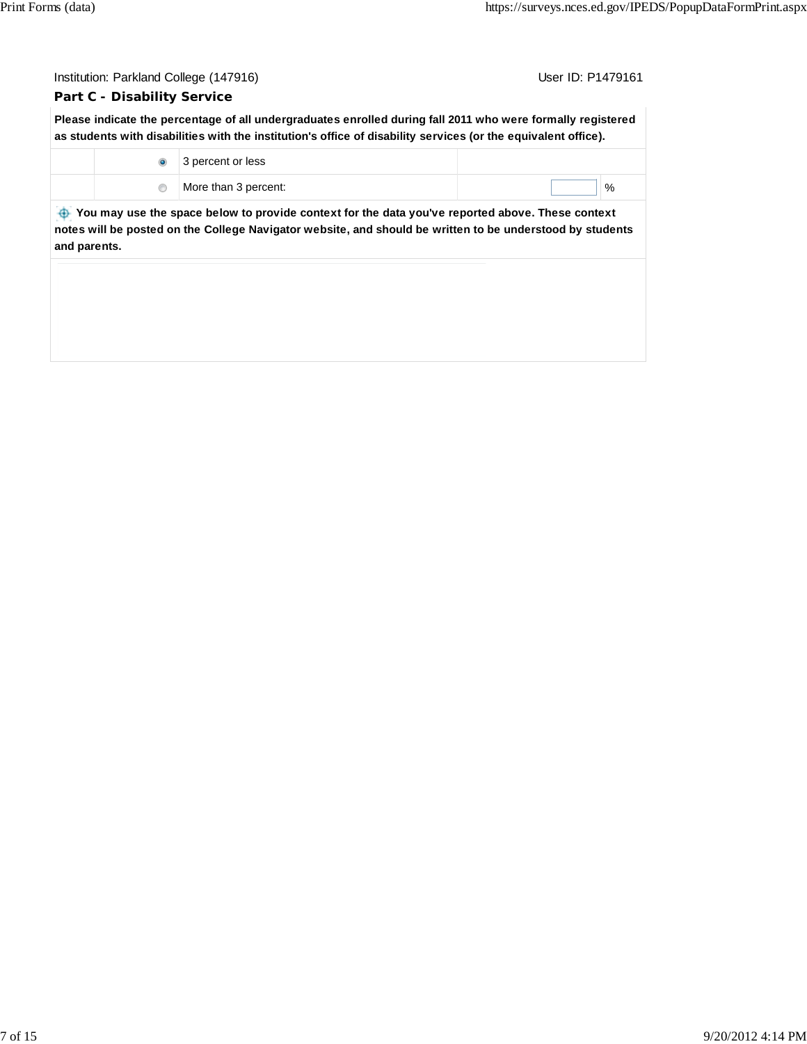Institution: Parkland College (147916) User ID: P1479161

### Part C - Disability Service

**Please indicate the percentage of all undergraduates enrolled during fall 2011 who were formally registered as students with disabilities with the institution's office of disability services (or the equivalent office).**

| | | | | |
|---|---|---|---|---|
| | (selected) | 3 percent or less | | |
| | ( ) | More than 3 percent: | | % |

**You may use the space below to provide context for the data you've reported above. These context notes will be posted on the College Navigator website, and should be written to be understood by students and parents.**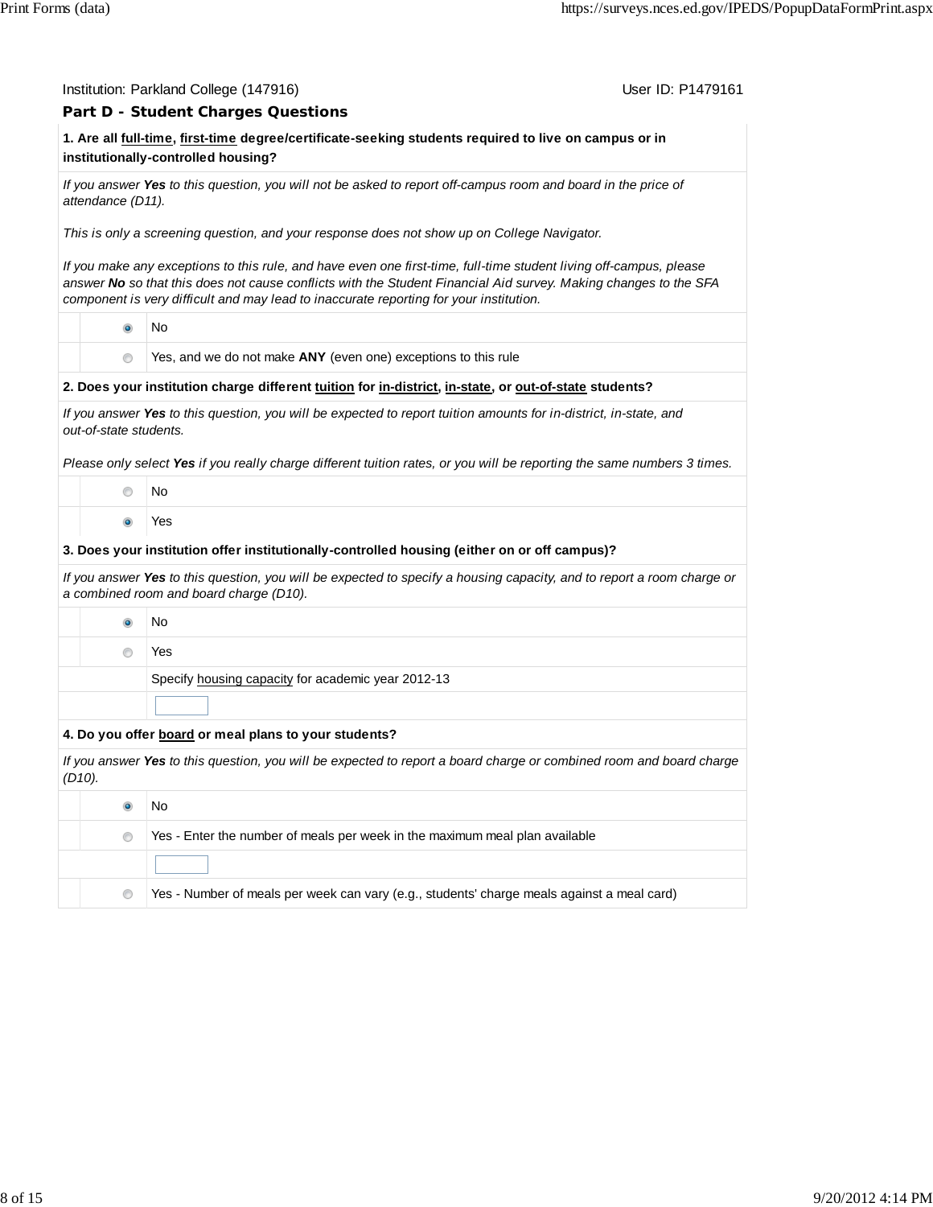Institution: Parkland College (147916) User ID: P1479161

## Part D - Student Charges Questions

**1. Are all full-time, first-time degree/certificate-seeking students required to live on campus or in institutionally-controlled housing?**

*If you answer **Yes** to this question, you will not be asked to report off-campus room and board in the price of attendance (D11).*

*This is only a screening question, and your response does not show up on College Navigator.*

*If you make any exceptions to this rule, and have even one first-time, full-time student living off-campus, please answer **No** so that this does not cause conflicts with the Student Financial Aid survey. Making changes to the SFA component is very difficult and may lead to inaccurate reporting for your institution.*

- (●) No
- ( ) Yes, and we do not make **ANY** (even one) exceptions to this rule

**2. Does your institution charge different tuition for in-district, in-state, or out-of-state students?**

*If you answer **Yes** to this question, you will be expected to report tuition amounts for in-district, in-state, and out-of-state students.*

*Please only select **Yes** if you really charge different tuition rates, or you will be reporting the same numbers 3 times.*

- ( ) No
- (●) Yes

**3. Does your institution offer institutionally-controlled housing (either on or off campus)?**

*If you answer **Yes** to this question, you will be expected to specify a housing capacity, and to report a room charge or a combined room and board charge (D10).*

- (●) No
- ( ) Yes

Specify housing capacity for academic year 2012-13

[ ]

**4. Do you offer board or meal plans to your students?**

*If you answer **Yes** to this question, you will be expected to report a board charge or combined room and board charge (D10).*

- (●) No
- ( ) Yes - Enter the number of meals per week in the maximum meal plan available

  [ ]

- ( ) Yes - Number of meals per week can vary (e.g., students' charge meals against a meal card)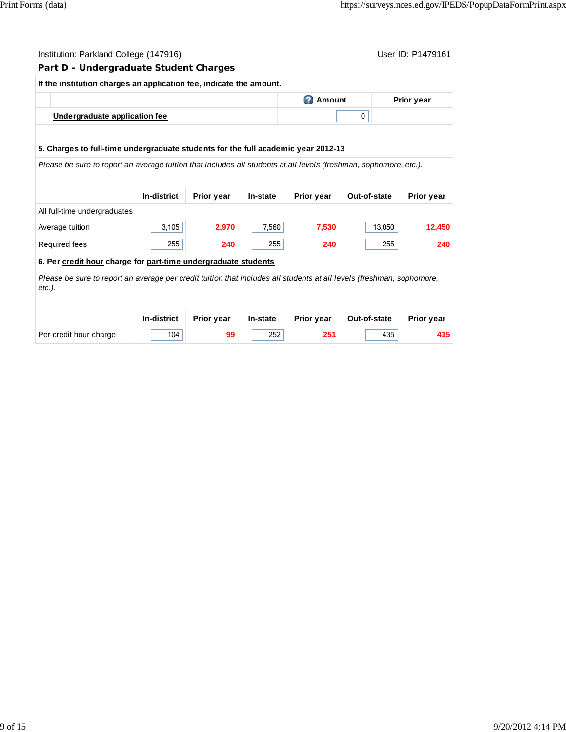Institution: Parkland College (147916)

User ID: P1479161

## Part D - Undergraduate Student Charges

**If the institution charges an application fee, indicate the amount.**

| | Amount | Prior year |
|---|---|---|
| **Undergraduate application fee** | 0 | |

**5. Charges to full-time undergraduate students for the full academic year 2012-13**

*Please be sure to report an average tuition that includes all students at all levels (freshman, sophomore, etc.).*

| | In-district | Prior year | In-state | Prior year | Out-of-state | Prior year |
|---|---|---|---|---|---|---|
| All full-time undergraduates | | | | | | |
| Average tuition | 3,105 | **2,970** | 7,560 | **7,530** | 13,050 | **12,450** |
| Required fees | 255 | **240** | 255 | **240** | 255 | **240** |

**6. Per credit hour charge for part-time undergraduate students**

*Please be sure to report an average per credit tuition that includes all students at all levels (freshman, sophomore, etc.).*

| | In-district | Prior year | In-state | Prior year | Out-of-state | Prior year |
|---|---|---|---|---|---|---|
| Per credit hour charge | 104 | **99** | 252 | **251** | 435 | **415** |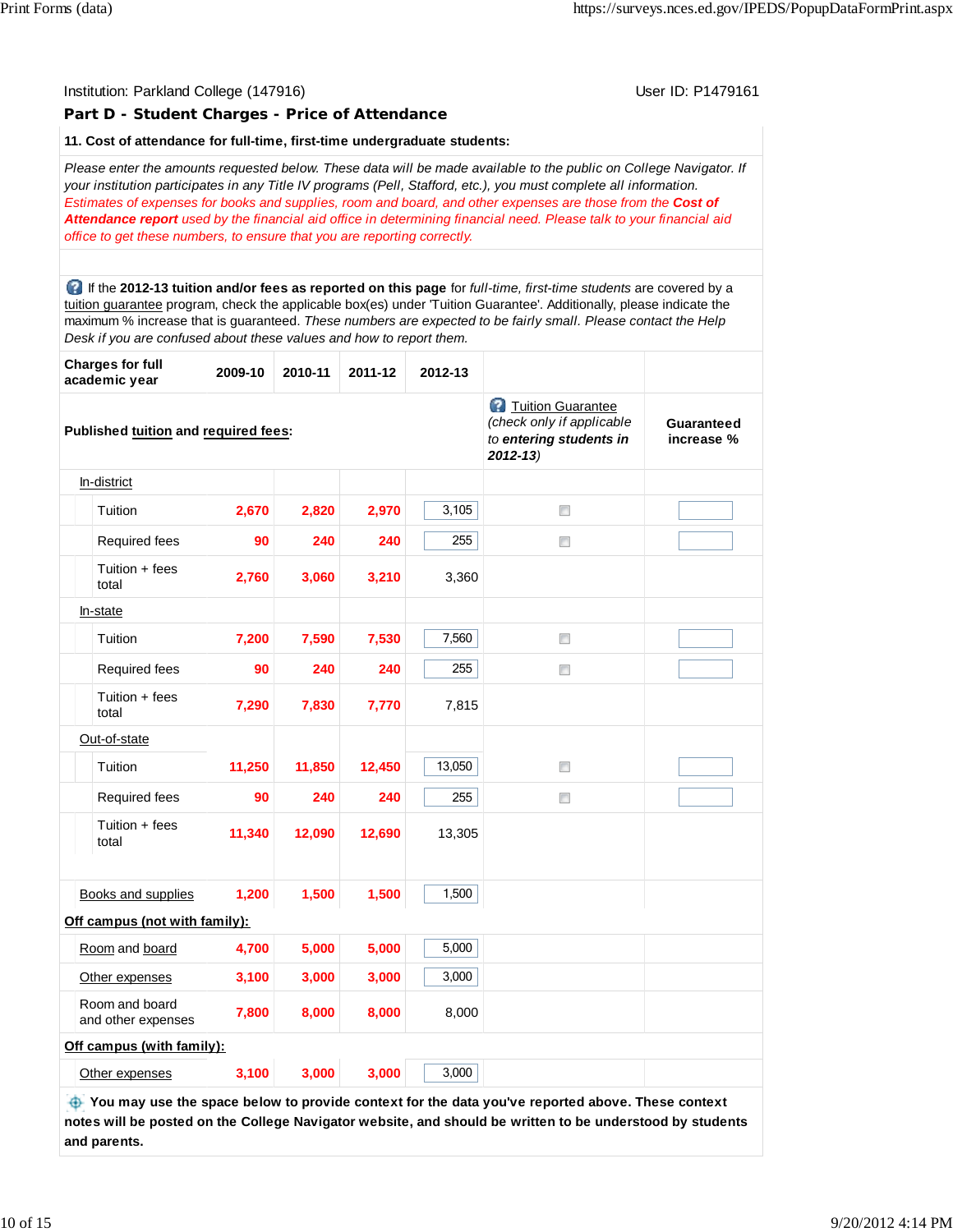Institution: Parkland College (147916) User ID: P1479161

## Part D - Student Charges - Price of Attendance

**11. Cost of attendance for full-time, first-time undergraduate students:**

*Please enter the amounts requested below. These data will be made available to the public on College Navigator. If your institution participates in any Title IV programs (Pell, Stafford, etc.), you must complete all information.*
*Estimates of expenses for books and supplies, room and board, and other expenses are those from the* ***Cost of Attendance report*** *used by the financial aid office in determining financial need. Please talk to your financial aid office to get these numbers, to ensure that you are reporting correctly.*

If the **2012-13 tuition and/or fees as reported on this page** for *full-time, first-time students* are covered by a tuition guarantee program, check the applicable box(es) under 'Tuition Guarantee'. Additionally, please indicate the maximum % increase that is guaranteed. *These numbers are expected to be fairly small. Please contact the Help Desk if you are confused about these values and how to report them.*

| Charges for full academic year | 2009-10 | 2010-11 | 2011-12 | 2012-13 | Tuition Guarantee (*check only if applicable to **entering students in 2012-13***) | Guaranteed increase % |
|---|---|---|---|---|---|---|
| **Published tuition and required fees:** | | | | | | |
| In-district | | | | | | |
| Tuition | 2,670 | 2,820 | 2,970 | 3,105 | ☐ | |
| Required fees | 90 | 240 | 240 | 255 | ☐ | |
| Tuition + fees total | 2,760 | 3,060 | 3,210 | 3,360 | | |
| In-state | | | | | | |
| Tuition | 7,200 | 7,590 | 7,530 | 7,560 | ☐ | |
| Required fees | 90 | 240 | 240 | 255 | ☐ | |
| Tuition + fees total | 7,290 | 7,830 | 7,770 | 7,815 | | |
| Out-of-state | | | | | | |
| Tuition | 11,250 | 11,850 | 12,450 | 13,050 | ☐ | |
| Required fees | 90 | 240 | 240 | 255 | ☐ | |
| Tuition + fees total | 11,340 | 12,090 | 12,690 | 13,305 | | |
| Books and supplies | 1,200 | 1,500 | 1,500 | 1,500 | | |
| **Off campus (not with family):** | | | | | | |
| Room and board | 4,700 | 5,000 | 5,000 | 5,000 | | |
| Other expenses | 3,100 | 3,000 | 3,000 | 3,000 | | |
| Room and board and other expenses | 7,800 | 8,000 | 8,000 | 8,000 | | |
| **Off campus (with family):** | | | | | | |
| Other expenses | 3,100 | 3,000 | 3,000 | 3,000 | | |

**You may use the space below to provide context for the data you've reported above. These context notes will be posted on the College Navigator website, and should be written to be understood by students and parents.**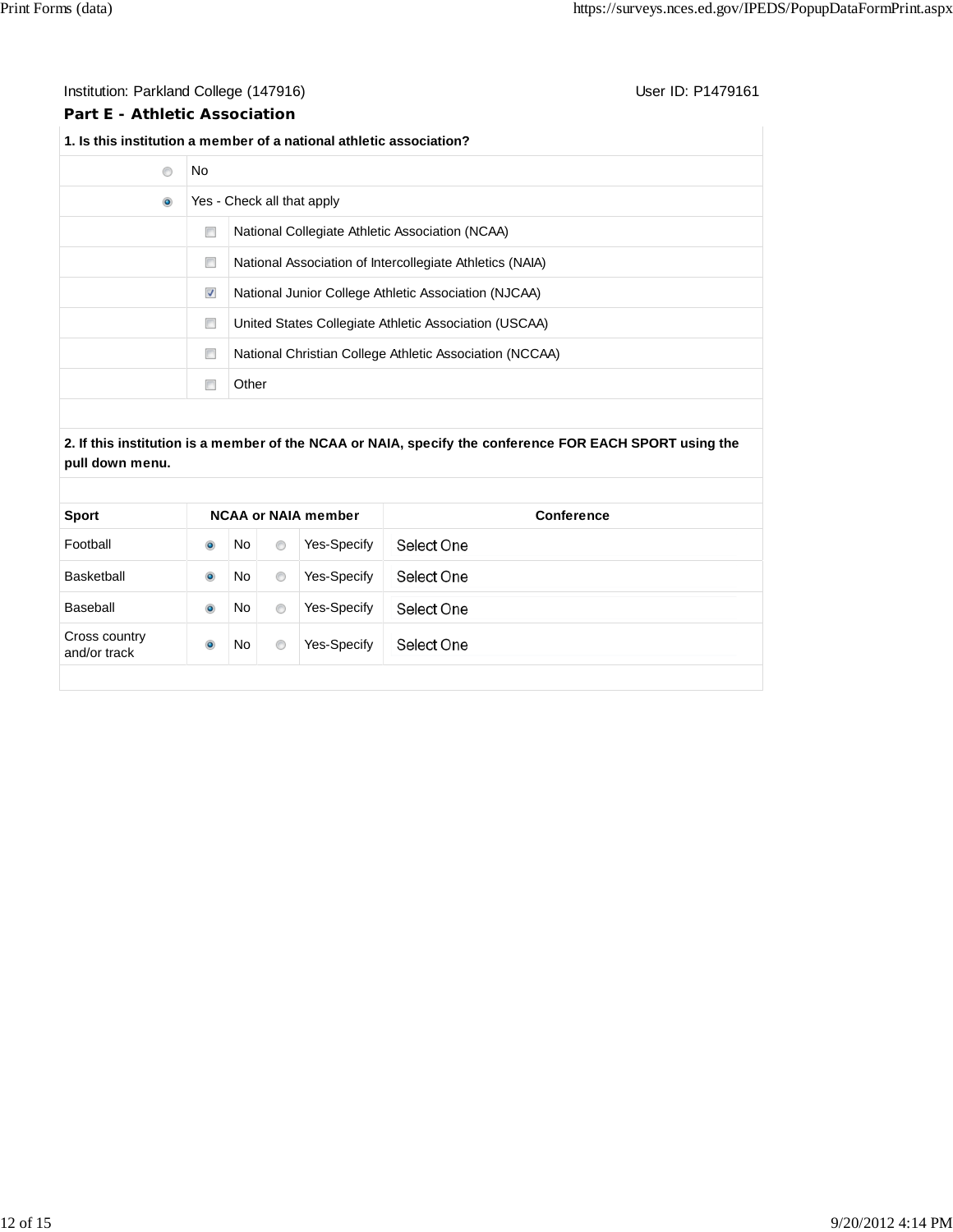Institution: Parkland College (147916)　　　　User ID: P1479161

## Part E - Athletic Association

**1. Is this institution a member of a national athletic association?**

- ○ No
- ◉ Yes - Check all that apply
  - ☐ National Collegiate Athletic Association (NCAA)
  - ☐ National Association of Intercollegiate Athletics (NAIA)
  - ☑ National Junior College Athletic Association (NJCAA)
  - ☐ United States Collegiate Athletic Association (USCAA)
  - ☐ National Christian College Athletic Association (NCCAA)
  - ☐ Other

**2. If this institution is a member of the NCAA or NAIA, specify the conference FOR EACH SPORT using the pull down menu.**

| Sport | NCAA or NAIA member | | | | Conference |
|---|---|---|---|---|---|
| Football | ◉ | No | ○ | Yes-Specify | Select One |
| Basketball | ◉ | No | ○ | Yes-Specify | Select One |
| Baseball | ◉ | No | ○ | Yes-Specify | Select One |
| Cross country and/or track | ◉ | No | ○ | Yes-Specify | Select One |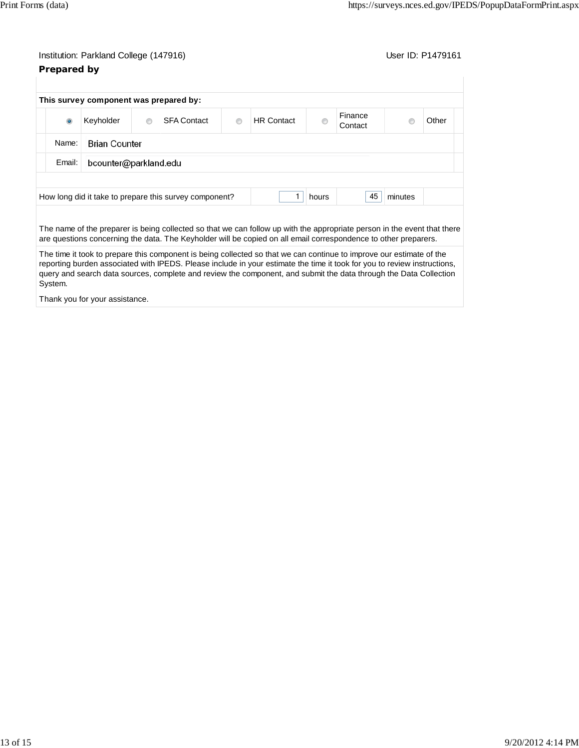Institution: Parkland College (147916) User ID: P1479161

**Prepared by**

**This survey component was prepared by:**

| | | | | |
|---|---|---|---|---|
| (●) Keyholder | ( ) SFA Contact | ( ) HR Contact | ( ) Finance Contact | ( ) Other |

Name: Brian Counter

Email: bcounter@parkland.edu

| How long did it take to prepare this survey component? | 1 | hours | 45 | minutes |
|---|---|---|---|---|

The name of the preparer is being collected so that we can follow up with the appropriate person in the event that there are questions concerning the data. The Keyholder will be copied on all email correspondence to other preparers.

The time it took to prepare this component is being collected so that we can continue to improve our estimate of the reporting burden associated with IPEDS. Please include in your estimate the time it took for you to review instructions, query and search data sources, complete and review the component, and submit the data through the Data Collection System.

Thank you for your assistance.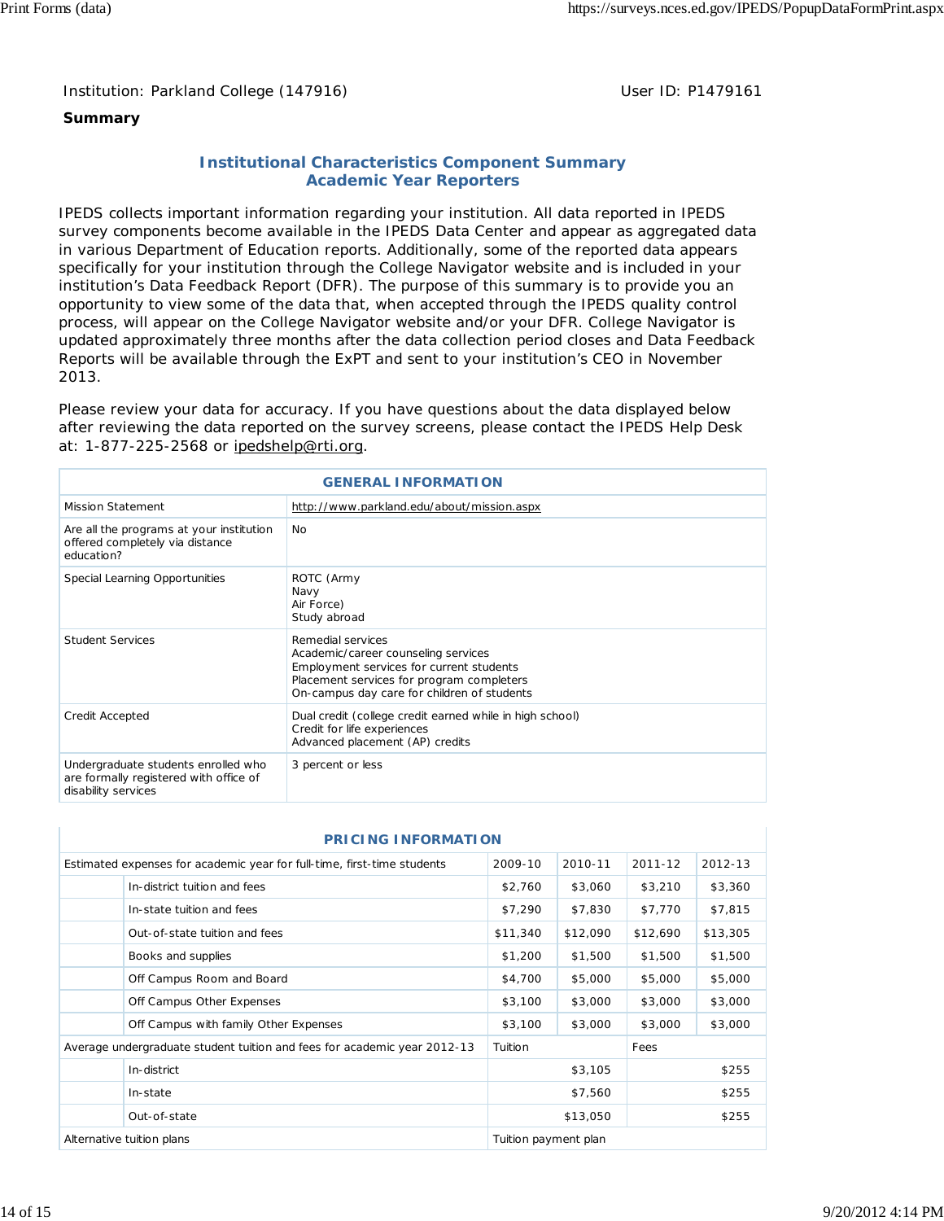Institution: Parkland College (147916)

User ID: P1479161

**Summary**

## Institutional Characteristics Component Summary
## Academic Year Reporters

IPEDS collects important information regarding your institution. All data reported in IPEDS survey components become available in the IPEDS Data Center and appear as aggregated data in various Department of Education reports. Additionally, some of the reported data appears specifically for your institution through the College Navigator website and is included in your institution's Data Feedback Report (DFR). The purpose of this summary is to provide you an opportunity to view some of the data that, when accepted through the IPEDS quality control process, will appear on the College Navigator website and/or your DFR. College Navigator is updated approximately three months after the data collection period closes and Data Feedback Reports will be available through the ExPT and sent to your institution's CEO in November 2013.

Please review your data for accuracy. If you have questions about the data displayed below after reviewing the data reported on the survey screens, please contact the IPEDS Help Desk at: 1-877-225-2568 or ipedshelp@rti.org.

| GENERAL INFORMATION | |
|---|---|
| Mission Statement | http://www.parkland.edu/about/mission.aspx |
| Are all the programs at your institution offered completely via distance education? | No |
| Special Learning Opportunities | ROTC (Army<br>Navy<br>Air Force)<br>Study abroad |
| Student Services | Remedial services<br>Academic/career counseling services<br>Employment services for current students<br>Placement services for program completers<br>On-campus day care for children of students |
| Credit Accepted | Dual credit (college credit earned while in high school)<br>Credit for life experiences<br>Advanced placement (AP) credits |
| Undergraduate students enrolled who are formally registered with office of disability services | 3 percent or less |

| PRICING INFORMATION | | | | | |
|---|---|---|---|---|---|
| Estimated expenses for academic year for full-time, first-time students | | 2009-10 | 2010-11 | 2011-12 | 2012-13 |
| | In-district tuition and fees | $2,760 | $3,060 | $3,210 | $3,360 |
| | In-state tuition and fees | $7,290 | $7,830 | $7,770 | $7,815 |
| | Out-of-state tuition and fees | $11,340 | $12,090 | $12,690 | $13,305 |
| | Books and supplies | $1,200 | $1,500 | $1,500 | $1,500 |
| | Off Campus Room and Board | $4,700 | $5,000 | $5,000 | $5,000 |
| | Off Campus Other Expenses | $3,100 | $3,000 | $3,000 | $3,000 |
| | Off Campus with family Other Expenses | $3,100 | $3,000 | $3,000 | $3,000 |
| Average undergraduate student tuition and fees for academic year 2012-13 | | Tuition | | Fees | |
| | In-district | | $3,105 | | $255 |
| | In-state | | $7,560 | | $255 |
| | Out-of-state | | $13,050 | | $255 |
| Alternative tuition plans | | Tuition payment plan | | | |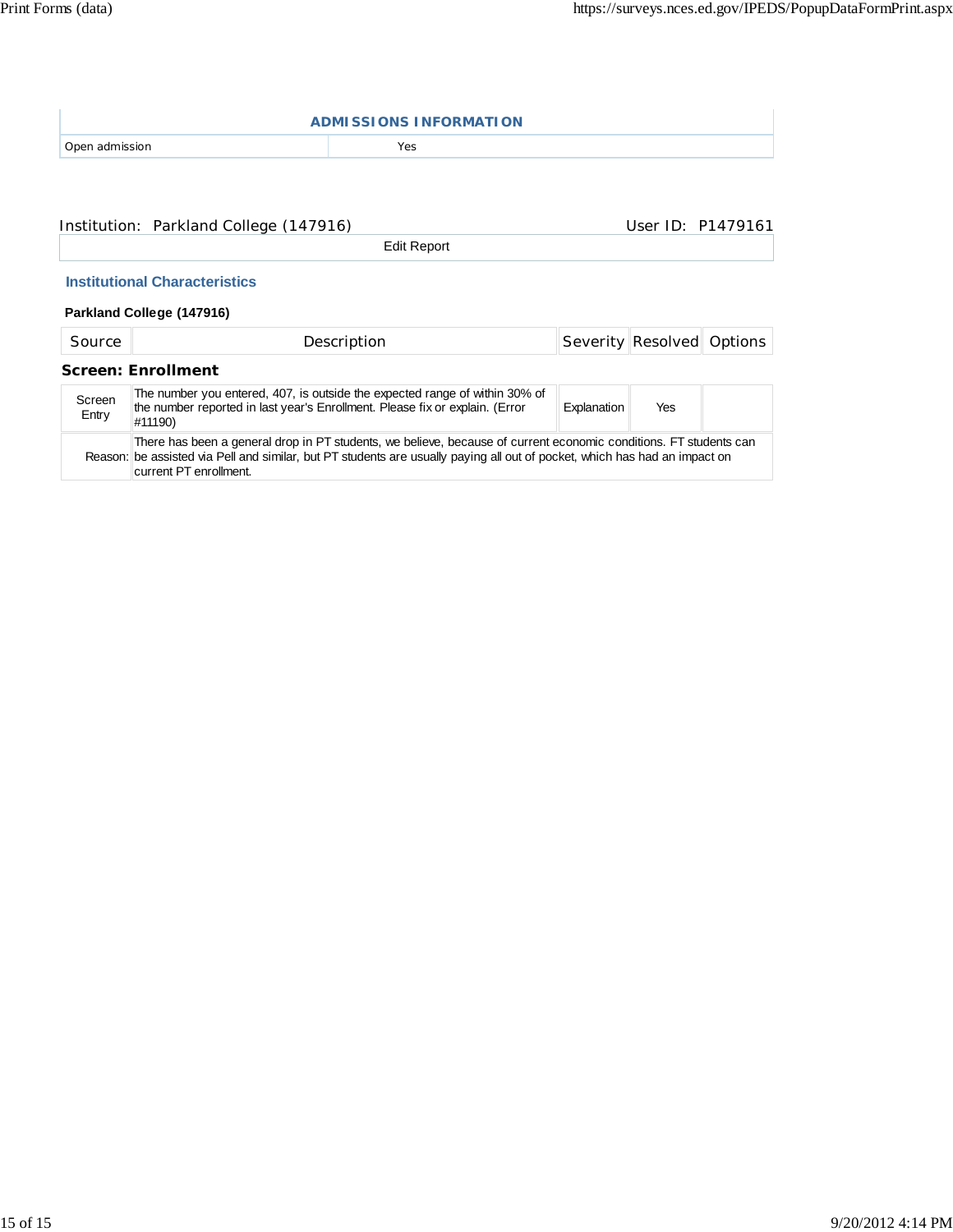| ADMISSIONS INFORMATION | |
|---|---|
| Open admission | Yes |

Institution: Parkland College (147916) User ID: P1479161

Edit Report

### Institutional Characteristics

**Parkland College (147916)**

| Source | Description | Severity | Resolved | Options |
|---|---|---|---|---|
| **Screen: Enrollment** | | | | |
| Screen Entry | The number you entered, 407, is outside the expected range of within 30% of the number reported in last year's Enrollment. Please fix or explain. (Error #11190) | Explanation | Yes | |
| Reason: | There has been a general drop in PT students, we believe, because of current economic conditions. FT students can be assisted via Pell and similar, but PT students are usually paying all out of pocket, which has had an impact on current PT enrollment. | | | |